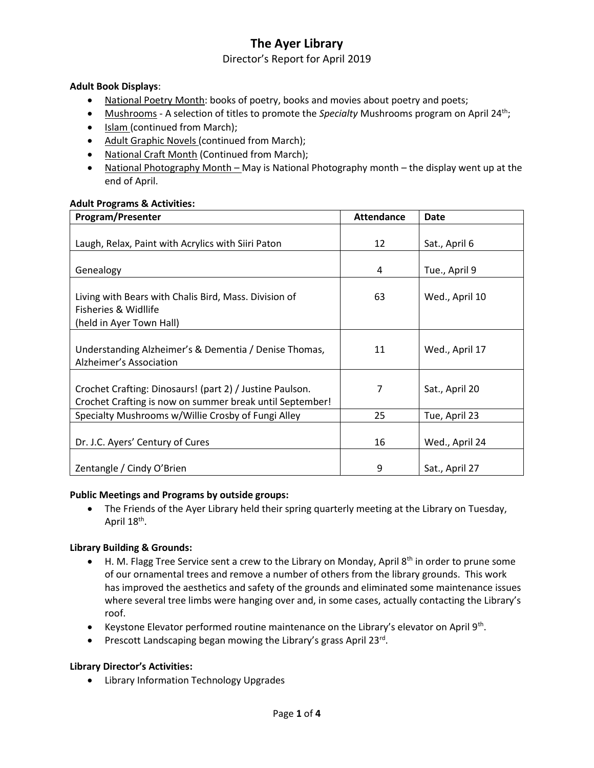# The Ayer Library

Director's Report for April 2019

**Adult Book Displays**:

- National Poetry Month: books of poetry, books and movies about poetry and poets;
- Mushrooms - A selection of titles to promote the *Specialty* Mushrooms program on April 24th;
- Islam (continued from March);
- Adult Graphic Novels (continued from March);
- National Craft Month (Continued from March);
- National Photography Month – May is National Photography month – the display went up at the end of April.

**Adult Programs & Activities:**

| Program/Presenter | Attendance | Date |
|---|---|---|
| Laugh, Relax, Paint with Acrylics with Siiri Paton | 12 | Sat., April 6 |
| Genealogy | 4 | Tue., April 9 |
| Living with Bears with Chalis Bird, Mass. Division of Fisheries & Widllife (held in Ayer Town Hall) | 63 | Wed., April 10 |
| Understanding Alzheimer's & Dementia / Denise Thomas, Alzheimer's Association | 11 | Wed., April 17 |
| Crochet Crafting: Dinosaurs! (part 2) / Justine Paulson. Crochet Crafting is now on summer break until September! | 7 | Sat., April 20 |
| Specialty Mushrooms w/Willie Crosby of Fungi Alley | 25 | Tue, April 23 |
| Dr. J.C. Ayers' Century of Cures | 16 | Wed., April 24 |
| Zentangle / Cindy O'Brien | 9 | Sat., April 27 |

**Public Meetings and Programs by outside groups:**

- The Friends of the Ayer Library held their spring quarterly meeting at the Library on Tuesday, April 18th.

**Library Building & Grounds:**

- H. M. Flagg Tree Service sent a crew to the Library on Monday, April 8th in order to prune some of our ornamental trees and remove a number of others from the library grounds. This work has improved the aesthetics and safety of the grounds and eliminated some maintenance issues where several tree limbs were hanging over and, in some cases, actually contacting the Library's roof.
- Keystone Elevator performed routine maintenance on the Library's elevator on April 9th.
- Prescott Landscaping began mowing the Library's grass April 23rd.

**Library Director's Activities:**

- Library Information Technology Upgrades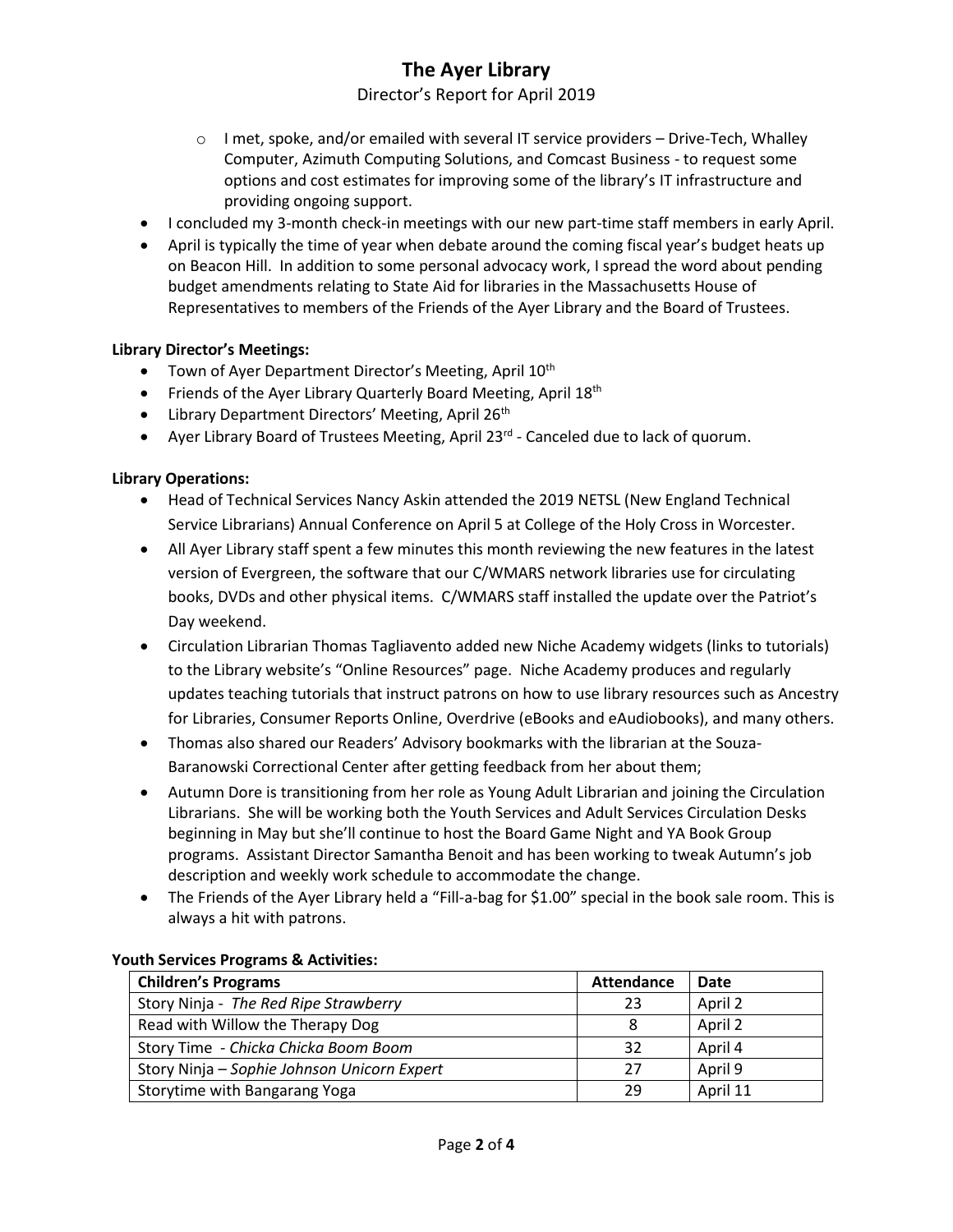- I met, spoke, and/or emailed with several IT service providers – Drive-Tech, Whalley Computer, Azimuth Computing Solutions, and Comcast Business - to request some options and cost estimates for improving some of the library's IT infrastructure and providing ongoing support.

- I concluded my 3-month check-in meetings with our new part-time staff members in early April.
- April is typically the time of year when debate around the coming fiscal year's budget heats up on Beacon Hill. In addition to some personal advocacy work, I spread the word about pending budget amendments relating to State Aid for libraries in the Massachusetts House of Representatives to members of the Friends of the Ayer Library and the Board of Trustees.

**Library Director's Meetings:**

- Town of Ayer Department Director's Meeting, April 10th
- Friends of the Ayer Library Quarterly Board Meeting, April 18th
- Library Department Directors' Meeting, April 26th
- Ayer Library Board of Trustees Meeting, April 23rd - Canceled due to lack of quorum.

**Library Operations:**

- Head of Technical Services Nancy Askin attended the 2019 NETSL (New England Technical Service Librarians) Annual Conference on April 5 at College of the Holy Cross in Worcester.
- All Ayer Library staff spent a few minutes this month reviewing the new features in the latest version of Evergreen, the software that our C/WMARS network libraries use for circulating books, DVDs and other physical items. C/WMARS staff installed the update over the Patriot's Day weekend.
- Circulation Librarian Thomas Tagliavento added new Niche Academy widgets (links to tutorials) to the Library website's "Online Resources" page. Niche Academy produces and regularly updates teaching tutorials that instruct patrons on how to use library resources such as Ancestry for Libraries, Consumer Reports Online, Overdrive (eBooks and eAudiobooks), and many others.
- Thomas also shared our Readers' Advisory bookmarks with the librarian at the Souza-Baranowski Correctional Center after getting feedback from her about them;
- Autumn Dore is transitioning from her role as Young Adult Librarian and joining the Circulation Librarians. She will be working both the Youth Services and Adult Services Circulation Desks beginning in May but she'll continue to host the Board Game Night and YA Book Group programs. Assistant Director Samantha Benoit and has been working to tweak Autumn's job description and weekly work schedule to accommodate the change.
- The Friends of the Ayer Library held a "Fill-a-bag for $1.00" special in the book sale room. This is always a hit with patrons.

**Youth Services Programs & Activities:**

| Children's Programs | Attendance | Date |
|---|---|---|
| Story Ninja - *The Red Ripe Strawberry* | 23 | April 2 |
| Read with Willow the Therapy Dog | 8 | April 2 |
| Story Time - *Chicka Chicka Boom Boom* | 32 | April 4 |
| Story Ninja – *Sophie Johnson Unicorn Expert* | 27 | April 9 |
| Storytime with Bangarang Yoga | 29 | April 11 |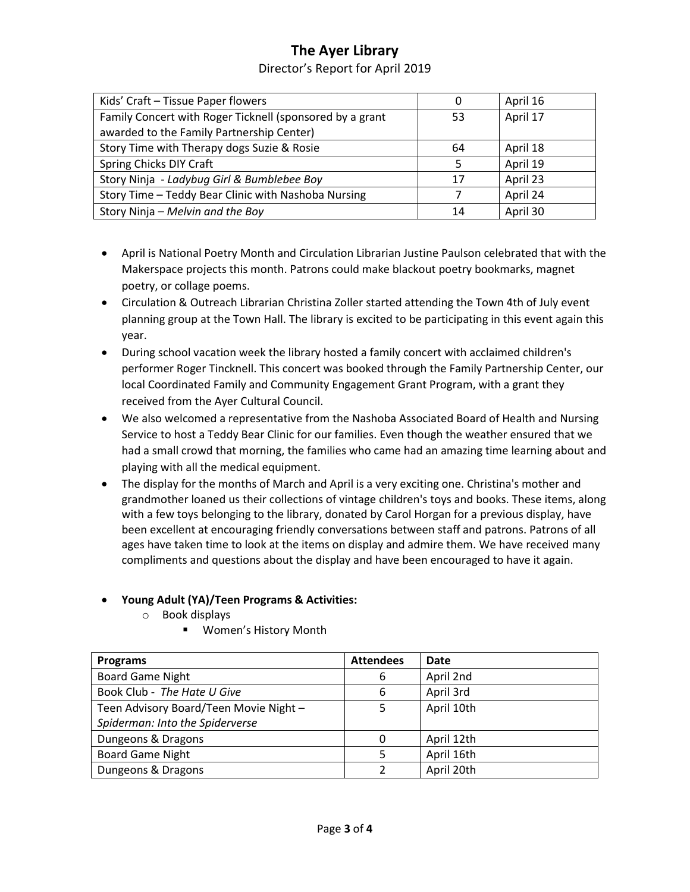# The Ayer Library

Director's Report for April 2019

| | | |
|---|---|---|
| Kids' Craft – Tissue Paper flowers | 0 | April 16 |
| Family Concert with Roger Ticknell (sponsored by a grant awarded to the Family Partnership Center) | 53 | April 17 |
| Story Time with Therapy dogs Suzie & Rosie | 64 | April 18 |
| Spring Chicks DIY Craft | 5 | April 19 |
| Story Ninja - *Ladybug Girl & Bumblebee Boy* | 17 | April 23 |
| Story Time – Teddy Bear Clinic with Nashoba Nursing | 7 | April 24 |
| Story Ninja – *Melvin and the Boy* | 14 | April 30 |

- April is National Poetry Month and Circulation Librarian Justine Paulson celebrated that with the Makerspace projects this month. Patrons could make blackout poetry bookmarks, magnet poetry, or collage poems.
- Circulation & Outreach Librarian Christina Zoller started attending the Town 4th of July event planning group at the Town Hall. The library is excited to be participating in this event again this year.
- During school vacation week the library hosted a family concert with acclaimed children's performer Roger Tincknell. This concert was booked through the Family Partnership Center, our local Coordinated Family and Community Engagement Grant Program, with a grant they received from the Ayer Cultural Council.
- We also welcomed a representative from the Nashoba Associated Board of Health and Nursing Service to host a Teddy Bear Clinic for our families. Even though the weather ensured that we had a small crowd that morning, the families who came had an amazing time learning about and playing with all the medical equipment.
- The display for the months of March and April is a very exciting one. Christina's mother and grandmother loaned us their collections of vintage children's toys and books. These items, along with a few toys belonging to the library, donated by Carol Horgan for a previous display, have been excellent at encouraging friendly conversations between staff and patrons. Patrons of all ages have taken time to look at the items on display and admire them. We have received many compliments and questions about the display and have been encouraged to have it again.

- **Young Adult (YA)/Teen Programs & Activities:**
  - Book displays
    - Women's History Month

| Programs | Attendees | Date |
|---|---|---|
| Board Game Night | 6 | April 2nd |
| Book Club - *The Hate U Give* | 6 | April 3rd |
| Teen Advisory Board/Teen Movie Night – *Spiderman: Into the Spiderverse* | 5 | April 10th |
| Dungeons & Dragons | 0 | April 12th |
| Board Game Night | 5 | April 16th |
| Dungeons & Dragons | 2 | April 20th |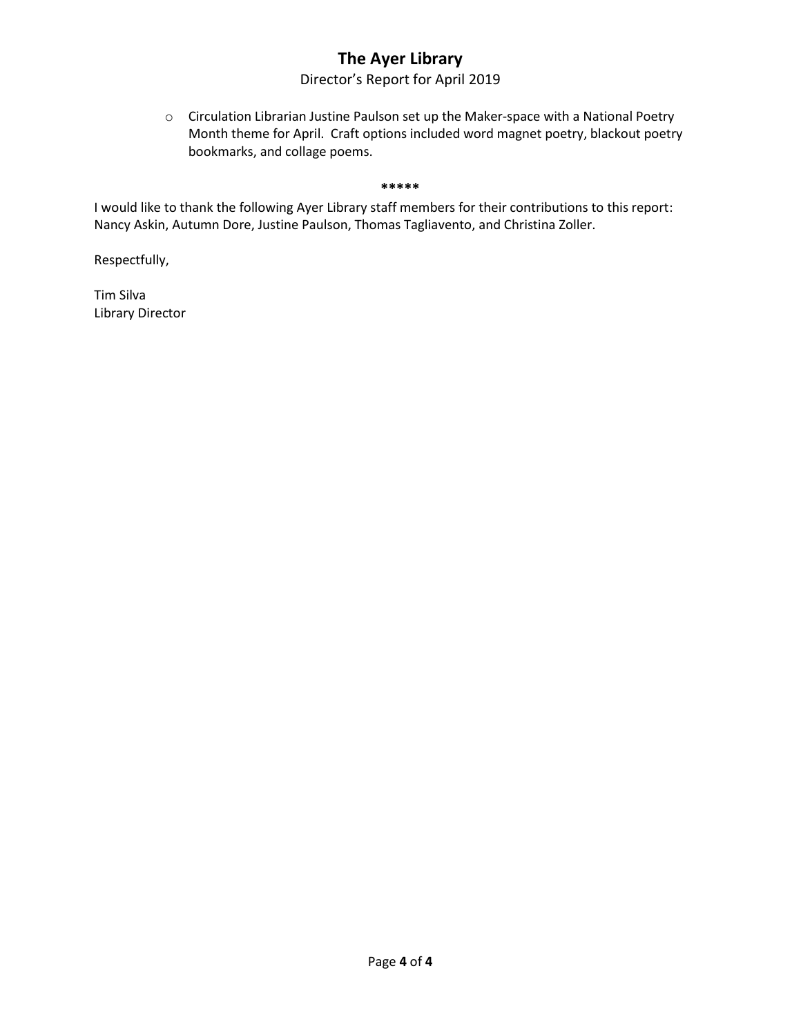- Circulation Librarian Justine Paulson set up the Maker-space with a National Poetry Month theme for April. Craft options included word magnet poetry, blackout poetry bookmarks, and collage poems.

**\*\*\*\*\***

I would like to thank the following Ayer Library staff members for their contributions to this report: Nancy Askin, Autumn Dore, Justine Paulson, Thomas Tagliavento, and Christina Zoller.

Respectfully,

Tim Silva
Library Director